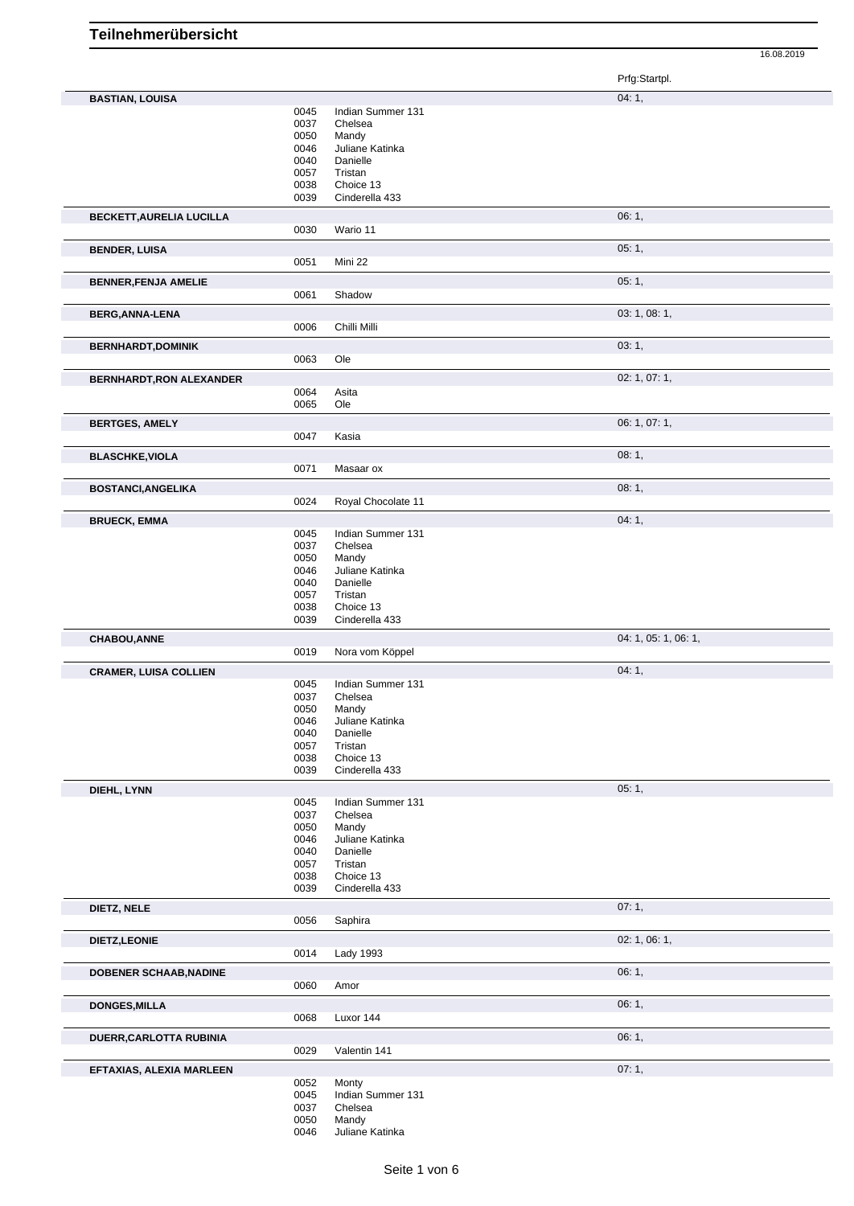# Teilnehmerübersicht

16.08.2019

| Name | Nr. | Pferd | Prfg:Startpl. |
|---|---|---|---|
| **BASTIAN, LOUISA** | | | 04: 1, |
| | 0045 | Indian Summer 131 | |
| | 0037 | Chelsea | |
| | 0050 | Mandy | |
| | 0046 | Juliane Katinka | |
| | 0040 | Danielle | |
| | 0057 | Tristan | |
| | 0038 | Choice 13 | |
| | 0039 | Cinderella 433 | |
| **BECKETT,AURELIA LUCILLA** | | | 06: 1, |
| | 0030 | Wario 11 | |
| **BENDER, LUISA** | | | 05: 1, |
| | 0051 | Mini 22 | |
| **BENNER,FENJA AMELIE** | | | 05: 1, |
| | 0061 | Shadow | |
| **BERG,ANNA-LENA** | | | 03: 1, 08: 1, |
| | 0006 | Chilli Milli | |
| **BERNHARDT,DOMINIK** | | | 03: 1, |
| | 0063 | Ole | |
| **BERNHARDT,RON ALEXANDER** | | | 02: 1, 07: 1, |
| | 0064 | Asita | |
| | 0065 | Ole | |
| **BERTGES, AMELY** | | | 06: 1, 07: 1, |
| | 0047 | Kasia | |
| **BLASCHKE,VIOLA** | | | 08: 1, |
| | 0071 | Masaar ox | |
| **BOSTANCI,ANGELIKA** | | | 08: 1, |
| | 0024 | Royal Chocolate 11 | |
| **BRUECK, EMMA** | | | 04: 1, |
| | 0045 | Indian Summer 131 | |
| | 0037 | Chelsea | |
| | 0050 | Mandy | |
| | 0046 | Juliane Katinka | |
| | 0040 | Danielle | |
| | 0057 | Tristan | |
| | 0038 | Choice 13 | |
| | 0039 | Cinderella 433 | |
| **CHABOU,ANNE** | | | 04: 1, 05: 1, 06: 1, |
| | 0019 | Nora vom Köppel | |
| **CRAMER, LUISA COLLIEN** | | | 04: 1, |
| | 0045 | Indian Summer 131 | |
| | 0037 | Chelsea | |
| | 0050 | Mandy | |
| | 0046 | Juliane Katinka | |
| | 0040 | Danielle | |
| | 0057 | Tristan | |
| | 0038 | Choice 13 | |
| | 0039 | Cinderella 433 | |
| **DIEHL, LYNN** | | | 05: 1, |
| | 0045 | Indian Summer 131 | |
| | 0037 | Chelsea | |
| | 0050 | Mandy | |
| | 0046 | Juliane Katinka | |
| | 0040 | Danielle | |
| | 0057 | Tristan | |
| | 0038 | Choice 13 | |
| | 0039 | Cinderella 433 | |
| **DIETZ, NELE** | | | 07: 1, |
| | 0056 | Saphira | |
| **DIETZ,LEONIE** | | | 02: 1, 06: 1, |
| | 0014 | Lady 1993 | |
| **DOBENER SCHAAB,NADINE** | | | 06: 1, |
| | 0060 | Amor | |
| **DONGES,MILLA** | | | 06: 1, |
| | 0068 | Luxor 144 | |
| **DUERR,CARLOTTA RUBINIA** | | | 06: 1, |
| | 0029 | Valentin 141 | |
| **EFTAXIAS, ALEXIA MARLEEN** | | | 07: 1, |
| | 0052 | Monty | |
| | 0045 | Indian Summer 131 | |
| | 0037 | Chelsea | |
| | 0050 | Mandy | |
| | 0046 | Juliane Katinka | |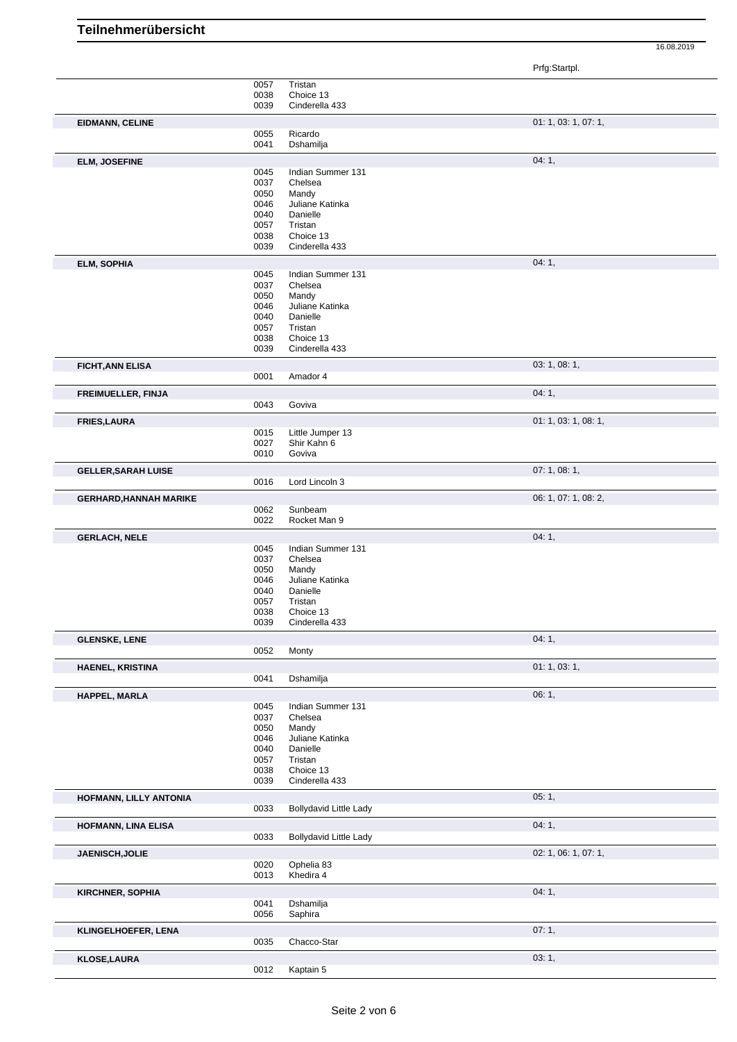# Teilnehmerübersicht

16.08.2019

| Name | Nr. | Pferd | Prfg:Startpl. |
|---|---|---|---|
| | 0057 | Tristan | |
| | 0038 | Choice 13 | |
| | 0039 | Cinderella 433 | |
| **EIDMANN, CELINE** | | | 01: 1, 03: 1, 07: 1, |
| | 0055 | Ricardo | |
| | 0041 | Dshamilja | |
| **ELM, JOSEFINE** | | | 04: 1, |
| | 0045 | Indian Summer 131 | |
| | 0037 | Chelsea | |
| | 0050 | Mandy | |
| | 0046 | Juliane Katinka | |
| | 0040 | Danielle | |
| | 0057 | Tristan | |
| | 0038 | Choice 13 | |
| | 0039 | Cinderella 433 | |
| **ELM, SOPHIA** | | | 04: 1, |
| | 0045 | Indian Summer 131 | |
| | 0037 | Chelsea | |
| | 0050 | Mandy | |
| | 0046 | Juliane Katinka | |
| | 0040 | Danielle | |
| | 0057 | Tristan | |
| | 0038 | Choice 13 | |
| | 0039 | Cinderella 433 | |
| **FICHT,ANN ELISA** | | | 03: 1, 08: 1, |
| | 0001 | Amador 4 | |
| **FREIMUELLER, FINJA** | | | 04: 1, |
| | 0043 | Goviva | |
| **FRIES,LAURA** | | | 01: 1, 03: 1, 08: 1, |
| | 0015 | Little Jumper 13 | |
| | 0027 | Shir Kahn 6 | |
| | 0010 | Goviva | |
| **GELLER,SARAH LUISE** | | | 07: 1, 08: 1, |
| | 0016 | Lord Lincoln 3 | |
| **GERHARD,HANNAH MARIKE** | | | 06: 1, 07: 1, 08: 2, |
| | 0062 | Sunbeam | |
| | 0022 | Rocket Man 9 | |
| **GERLACH, NELE** | | | 04: 1, |
| | 0045 | Indian Summer 131 | |
| | 0037 | Chelsea | |
| | 0050 | Mandy | |
| | 0046 | Juliane Katinka | |
| | 0040 | Danielle | |
| | 0057 | Tristan | |
| | 0038 | Choice 13 | |
| | 0039 | Cinderella 433 | |
| **GLENSKE, LENE** | | | 04: 1, |
| | 0052 | Monty | |
| **HAENEL, KRISTINA** | | | 01: 1, 03: 1, |
| | 0041 | Dshamilja | |
| **HAPPEL, MARLA** | | | 06: 1, |
| | 0045 | Indian Summer 131 | |
| | 0037 | Chelsea | |
| | 0050 | Mandy | |
| | 0046 | Juliane Katinka | |
| | 0040 | Danielle | |
| | 0057 | Tristan | |
| | 0038 | Choice 13 | |
| | 0039 | Cinderella 433 | |
| **HOFMANN, LILLY ANTONIA** | | | 05: 1, |
| | 0033 | Bollydavid Little Lady | |
| **HOFMANN, LINA ELISA** | | | 04: 1, |
| | 0033 | Bollydavid Little Lady | |
| **JAENISCH,JOLIE** | | | 02: 1, 06: 1, 07: 1, |
| | 0020 | Ophelia 83 | |
| | 0013 | Khedira 4 | |
| **KIRCHNER, SOPHIA** | | | 04: 1, |
| | 0041 | Dshamilja | |
| | 0056 | Saphira | |
| **KLINGELHOEFER, LENA** | | | 07: 1, |
| | 0035 | Chacco-Star | |
| **KLOSE,LAURA** | | | 03: 1, |
| | 0012 | Kaptain 5 | |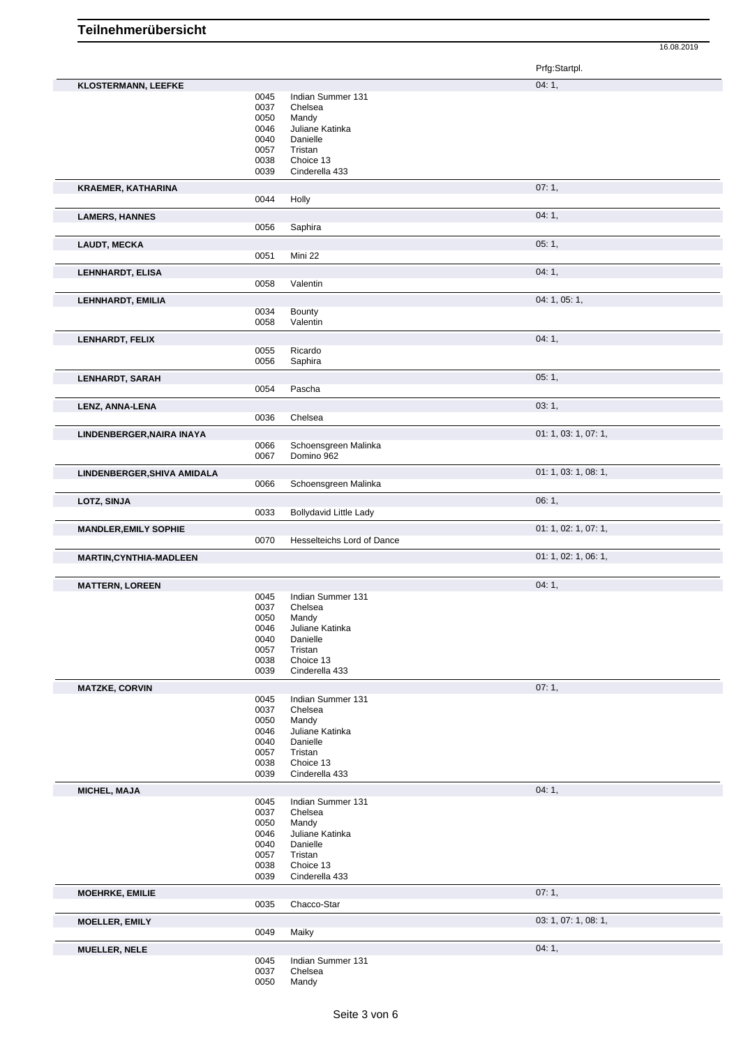# Teilnehmerübersicht

16.08.2019

| Name | Nr. | Pferd | Prfg:Startpl. |
|---|---|---|---|
| **KLOSTERMANN, LEEFKE** | | | 04: 1, |
| | 0045 | Indian Summer 131 | |
| | 0037 | Chelsea | |
| | 0050 | Mandy | |
| | 0046 | Juliane Katinka | |
| | 0040 | Danielle | |
| | 0057 | Tristan | |
| | 0038 | Choice 13 | |
| | 0039 | Cinderella 433 | |
| **KRAEMER, KATHARINA** | | | 07: 1, |
| | 0044 | Holly | |
| **LAMERS, HANNES** | | | 04: 1, |
| | 0056 | Saphira | |
| **LAUDT, MECKA** | | | 05: 1, |
| | 0051 | Mini 22 | |
| **LEHNHARDT, ELISA** | | | 04: 1, |
| | 0058 | Valentin | |
| **LEHNHARDT, EMILIA** | | | 04: 1, 05: 1, |
| | 0034 | Bounty | |
| | 0058 | Valentin | |
| **LENHARDT, FELIX** | | | 04: 1, |
| | 0055 | Ricardo | |
| | 0056 | Saphira | |
| **LENHARDT, SARAH** | | | 05: 1, |
| | 0054 | Pascha | |
| **LENZ, ANNA-LENA** | | | 03: 1, |
| | 0036 | Chelsea | |
| **LINDENBERGER,NAIRA INAYA** | | | 01: 1, 03: 1, 07: 1, |
| | 0066 | Schoensgreen Malinka | |
| | 0067 | Domino 962 | |
| **LINDENBERGER,SHIVA AMIDALA** | | | 01: 1, 03: 1, 08: 1, |
| | 0066 | Schoensgreen Malinka | |
| **LOTZ, SINJA** | | | 06: 1, |
| | 0033 | Bollydavid Little Lady | |
| **MANDLER,EMILY SOPHIE** | | | 01: 1, 02: 1, 07: 1, |
| | 0070 | Hesselteichs Lord of Dance | |
| **MARTIN,CYNTHIA-MADLEEN** | | | 01: 1, 02: 1, 06: 1, |
| **MATTERN, LOREEN** | | | 04: 1, |
| | 0045 | Indian Summer 131 | |
| | 0037 | Chelsea | |
| | 0050 | Mandy | |
| | 0046 | Juliane Katinka | |
| | 0040 | Danielle | |
| | 0057 | Tristan | |
| | 0038 | Choice 13 | |
| | 0039 | Cinderella 433 | |
| **MATZKE, CORVIN** | | | 07: 1, |
| | 0045 | Indian Summer 131 | |
| | 0037 | Chelsea | |
| | 0050 | Mandy | |
| | 0046 | Juliane Katinka | |
| | 0040 | Danielle | |
| | 0057 | Tristan | |
| | 0038 | Choice 13 | |
| | 0039 | Cinderella 433 | |
| **MICHEL, MAJA** | | | 04: 1, |
| | 0045 | Indian Summer 131 | |
| | 0037 | Chelsea | |
| | 0050 | Mandy | |
| | 0046 | Juliane Katinka | |
| | 0040 | Danielle | |
| | 0057 | Tristan | |
| | 0038 | Choice 13 | |
| | 0039 | Cinderella 433 | |
| **MOEHRKE, EMILIE** | | | 07: 1, |
| | 0035 | Chacco-Star | |
| **MOELLER, EMILY** | | | 03: 1, 07: 1, 08: 1, |
| | 0049 | Maiky | |
| **MUELLER, NELE** | | | 04: 1, |
| | 0045 | Indian Summer 131 | |
| | 0037 | Chelsea | |
| | 0050 | Mandy | |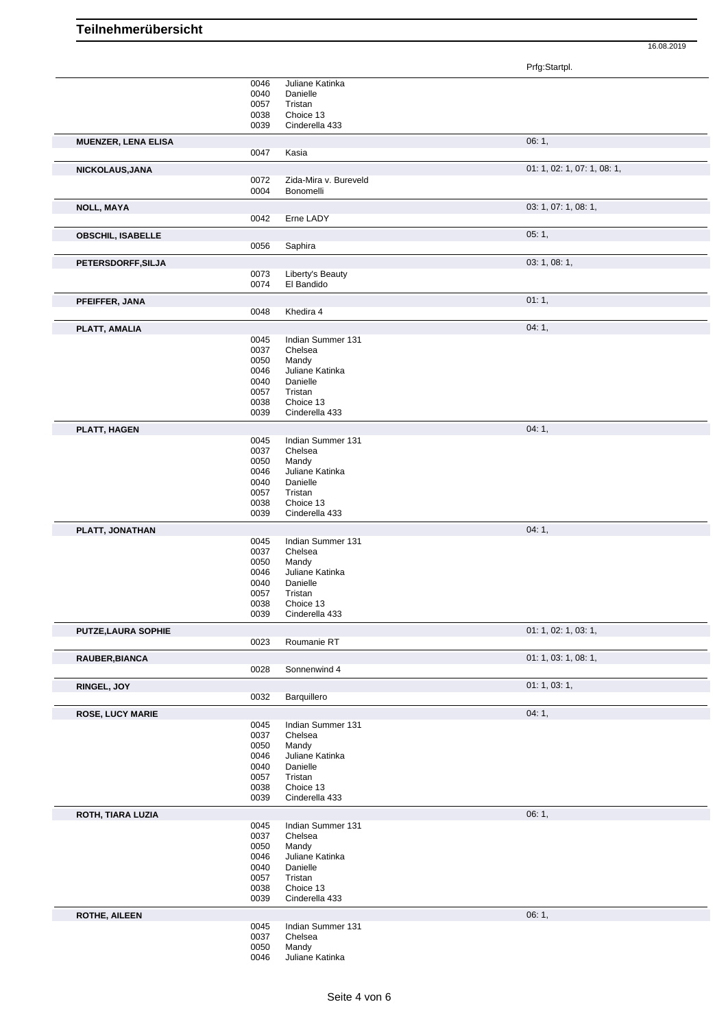# Teilnehmerübersicht

16.08.2019

| | | | Prfg:Startpl. |
|---|---|---|---|
| | 0046 | Juliane Katinka | |
| | 0040 | Danielle | |
| | 0057 | Tristan | |
| | 0038 | Choice 13 | |
| | 0039 | Cinderella 433 | |
| **MUENZER, LENA ELISA** | | | 06: 1, |
| | 0047 | Kasia | |
| **NICKOLAUS,JANA** | | | 01: 1, 02: 1, 07: 1, 08: 1, |
| | 0072 | Zida-Mira v. Bureveld | |
| | 0004 | Bonomelli | |
| **NOLL, MAYA** | | | 03: 1, 07: 1, 08: 1, |
| | 0042 | Erne LADY | |
| **OBSCHIL, ISABELLE** | | | 05: 1, |
| | 0056 | Saphira | |
| **PETERSDORFF,SILJA** | | | 03: 1, 08: 1, |
| | 0073 | Liberty's Beauty | |
| | 0074 | El Bandido | |
| **PFEIFFER, JANA** | | | 01: 1, |
| | 0048 | Khedira 4 | |
| **PLATT, AMALIA** | | | 04: 1, |
| | 0045 | Indian Summer 131 | |
| | 0037 | Chelsea | |
| | 0050 | Mandy | |
| | 0046 | Juliane Katinka | |
| | 0040 | Danielle | |
| | 0057 | Tristan | |
| | 0038 | Choice 13 | |
| | 0039 | Cinderella 433 | |
| **PLATT, HAGEN** | | | 04: 1, |
| | 0045 | Indian Summer 131 | |
| | 0037 | Chelsea | |
| | 0050 | Mandy | |
| | 0046 | Juliane Katinka | |
| | 0040 | Danielle | |
| | 0057 | Tristan | |
| | 0038 | Choice 13 | |
| | 0039 | Cinderella 433 | |
| **PLATT, JONATHAN** | | | 04: 1, |
| | 0045 | Indian Summer 131 | |
| | 0037 | Chelsea | |
| | 0050 | Mandy | |
| | 0046 | Juliane Katinka | |
| | 0040 | Danielle | |
| | 0057 | Tristan | |
| | 0038 | Choice 13 | |
| | 0039 | Cinderella 433 | |
| **PUTZE,LAURA SOPHIE** | | | 01: 1, 02: 1, 03: 1, |
| | 0023 | Roumanie RT | |
| **RAUBER,BIANCA** | | | 01: 1, 03: 1, 08: 1, |
| | 0028 | Sonnenwind 4 | |
| **RINGEL, JOY** | | | 01: 1, 03: 1, |
| | 0032 | Barquillero | |
| **ROSE, LUCY MARIE** | | | 04: 1, |
| | 0045 | Indian Summer 131 | |
| | 0037 | Chelsea | |
| | 0050 | Mandy | |
| | 0046 | Juliane Katinka | |
| | 0040 | Danielle | |
| | 0057 | Tristan | |
| | 0038 | Choice 13 | |
| | 0039 | Cinderella 433 | |
| **ROTH, TIARA LUZIA** | | | 06: 1, |
| | 0045 | Indian Summer 131 | |
| | 0037 | Chelsea | |
| | 0050 | Mandy | |
| | 0046 | Juliane Katinka | |
| | 0040 | Danielle | |
| | 0057 | Tristan | |
| | 0038 | Choice 13 | |
| | 0039 | Cinderella 433 | |
| **ROTHE, AILEEN** | | | 06: 1, |
| | 0045 | Indian Summer 131 | |
| | 0037 | Chelsea | |
| | 0050 | Mandy | |
| | 0046 | Juliane Katinka | |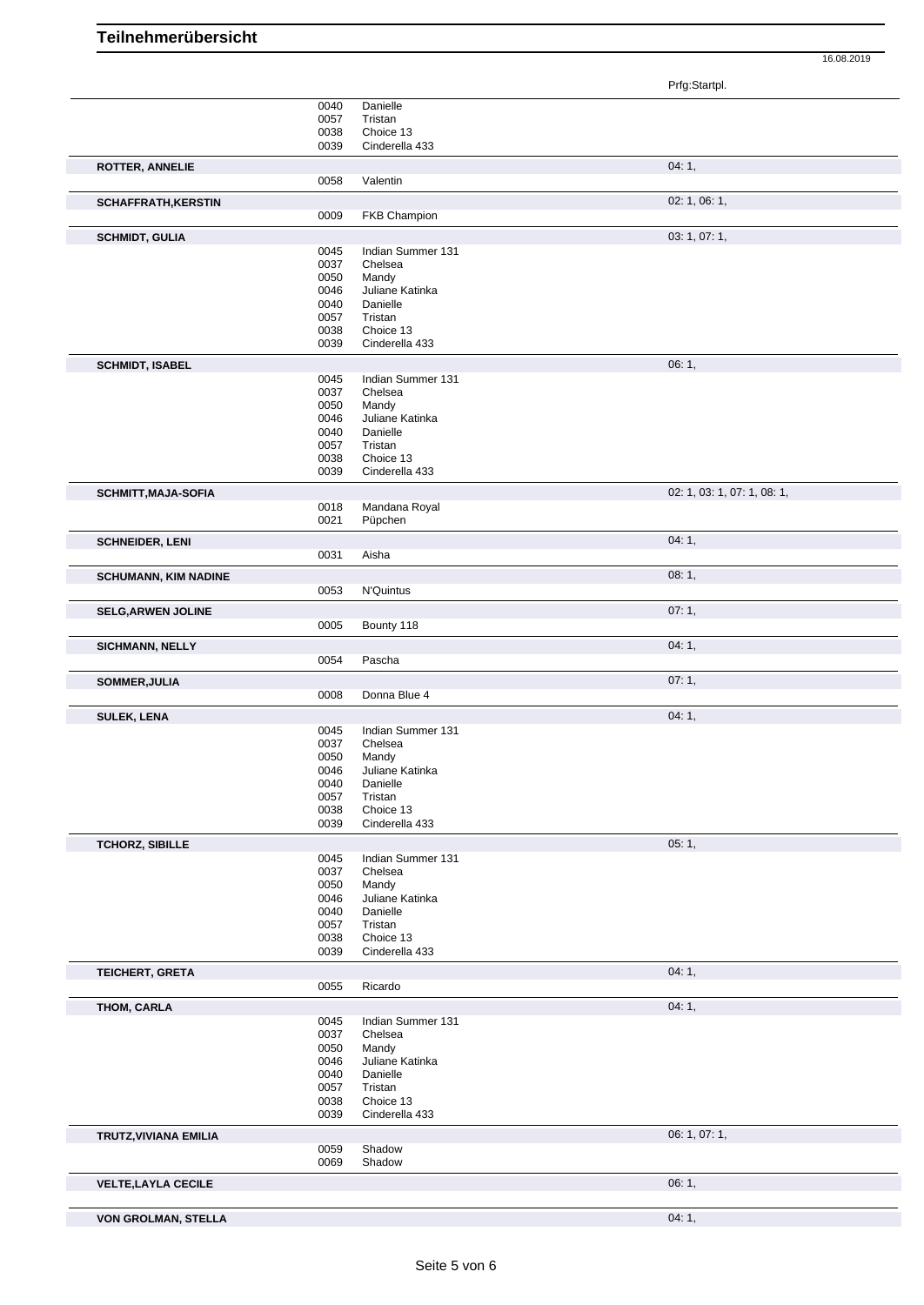# Teilnehmerübersicht

16.08.2019

| Teilnehmer | Nr. | Pferd | Prfg:Startpl. |
|---|---|---|---|
| | 0040 | Danielle | |
| | 0057 | Tristan | |
| | 0038 | Choice 13 | |
| | 0039 | Cinderella 433 | |
| **ROTTER, ANNELIE** | | | 04: 1, |
| | 0058 | Valentin | |
| **SCHAFFRATH,KERSTIN** | | | 02: 1, 06: 1, |
| | 0009 | FKB Champion | |
| **SCHMIDT, GULIA** | | | 03: 1, 07: 1, |
| | 0045 | Indian Summer 131 | |
| | 0037 | Chelsea | |
| | 0050 | Mandy | |
| | 0046 | Juliane Katinka | |
| | 0040 | Danielle | |
| | 0057 | Tristan | |
| | 0038 | Choice 13 | |
| | 0039 | Cinderella 433 | |
| **SCHMIDT, ISABEL** | | | 06: 1, |
| | 0045 | Indian Summer 131 | |
| | 0037 | Chelsea | |
| | 0050 | Mandy | |
| | 0046 | Juliane Katinka | |
| | 0040 | Danielle | |
| | 0057 | Tristan | |
| | 0038 | Choice 13 | |
| | 0039 | Cinderella 433 | |
| **SCHMITT,MAJA-SOFIA** | | | 02: 1, 03: 1, 07: 1, 08: 1, |
| | 0018 | Mandana Royal | |
| | 0021 | Püpchen | |
| **SCHNEIDER, LENI** | | | 04: 1, |
| | 0031 | Aisha | |
| **SCHUMANN, KIM NADINE** | | | 08: 1, |
| | 0053 | N'Quintus | |
| **SELG,ARWEN JOLINE** | | | 07: 1, |
| | 0005 | Bounty 118 | |
| **SICHMANN, NELLY** | | | 04: 1, |
| | 0054 | Pascha | |
| **SOMMER,JULIA** | | | 07: 1, |
| | 0008 | Donna Blue 4 | |
| **SULEK, LENA** | | | 04: 1, |
| | 0045 | Indian Summer 131 | |
| | 0037 | Chelsea | |
| | 0050 | Mandy | |
| | 0046 | Juliane Katinka | |
| | 0040 | Danielle | |
| | 0057 | Tristan | |
| | 0038 | Choice 13 | |
| | 0039 | Cinderella 433 | |
| **TCHORZ, SIBILLE** | | | 05: 1, |
| | 0045 | Indian Summer 131 | |
| | 0037 | Chelsea | |
| | 0050 | Mandy | |
| | 0046 | Juliane Katinka | |
| | 0040 | Danielle | |
| | 0057 | Tristan | |
| | 0038 | Choice 13 | |
| | 0039 | Cinderella 433 | |
| **TEICHERT, GRETA** | | | 04: 1, |
| | 0055 | Ricardo | |
| **THOM, CARLA** | | | 04: 1, |
| | 0045 | Indian Summer 131 | |
| | 0037 | Chelsea | |
| | 0050 | Mandy | |
| | 0046 | Juliane Katinka | |
| | 0040 | Danielle | |
| | 0057 | Tristan | |
| | 0038 | Choice 13 | |
| | 0039 | Cinderella 433 | |
| **TRUTZ,VIVIANA EMILIA** | | | 06: 1, 07: 1, |
| | 0059 | Shadow | |
| | 0069 | Shadow | |
| **VELTE,LAYLA CECILE** | | | 06: 1, |
| **VON GROLMAN, STELLA** | | | 04: 1, |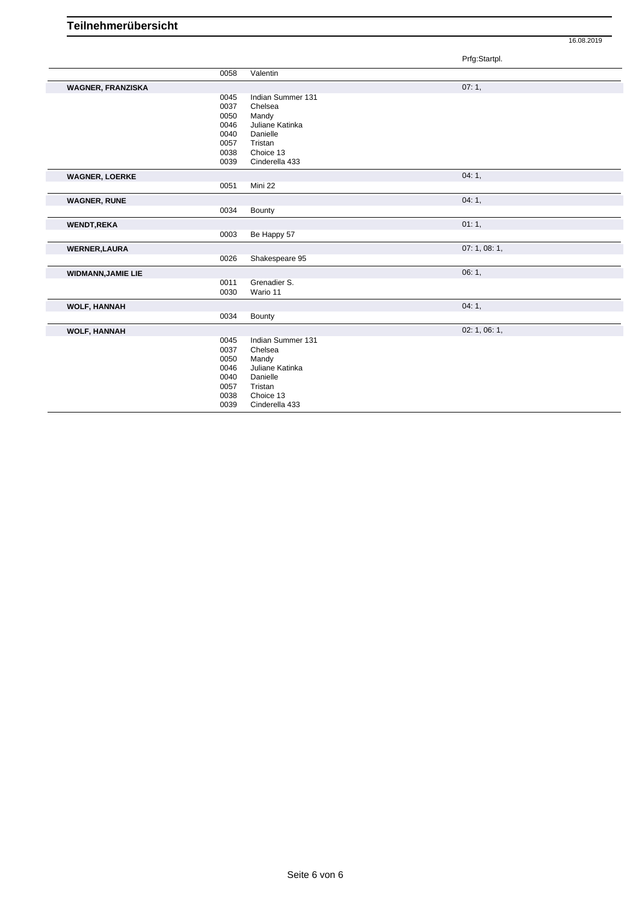# Teilnehmerübersicht

16.08.2019

| | | | Prfg:Startpl. |
|---|---|---|---|
| | 0058 | Valentin | |
| **WAGNER, FRANZISKA** | | | 07: 1, |
| | 0045 | Indian Summer 131 | |
| | 0037 | Chelsea | |
| | 0050 | Mandy | |
| | 0046 | Juliane Katinka | |
| | 0040 | Danielle | |
| | 0057 | Tristan | |
| | 0038 | Choice 13 | |
| | 0039 | Cinderella 433 | |
| **WAGNER, LOERKE** | | | 04: 1, |
| | 0051 | Mini 22 | |
| **WAGNER, RUNE** | | | 04: 1, |
| | 0034 | Bounty | |
| **WENDT,REKA** | | | 01: 1, |
| | 0003 | Be Happy 57 | |
| **WERNER,LAURA** | | | 07: 1, 08: 1, |
| | 0026 | Shakespeare 95 | |
| **WIDMANN,JAMIE LIE** | | | 06: 1, |
| | 0011 | Grenadier S. | |
| | 0030 | Wario 11 | |
| **WOLF, HANNAH** | | | 04: 1, |
| | 0034 | Bounty | |
| **WOLF, HANNAH** | | | 02: 1, 06: 1, |
| | 0045 | Indian Summer 131 | |
| | 0037 | Chelsea | |
| | 0050 | Mandy | |
| | 0046 | Juliane Katinka | |
| | 0040 | Danielle | |
| | 0057 | Tristan | |
| | 0038 | Choice 13 | |
| | 0039 | Cinderella 433 | |